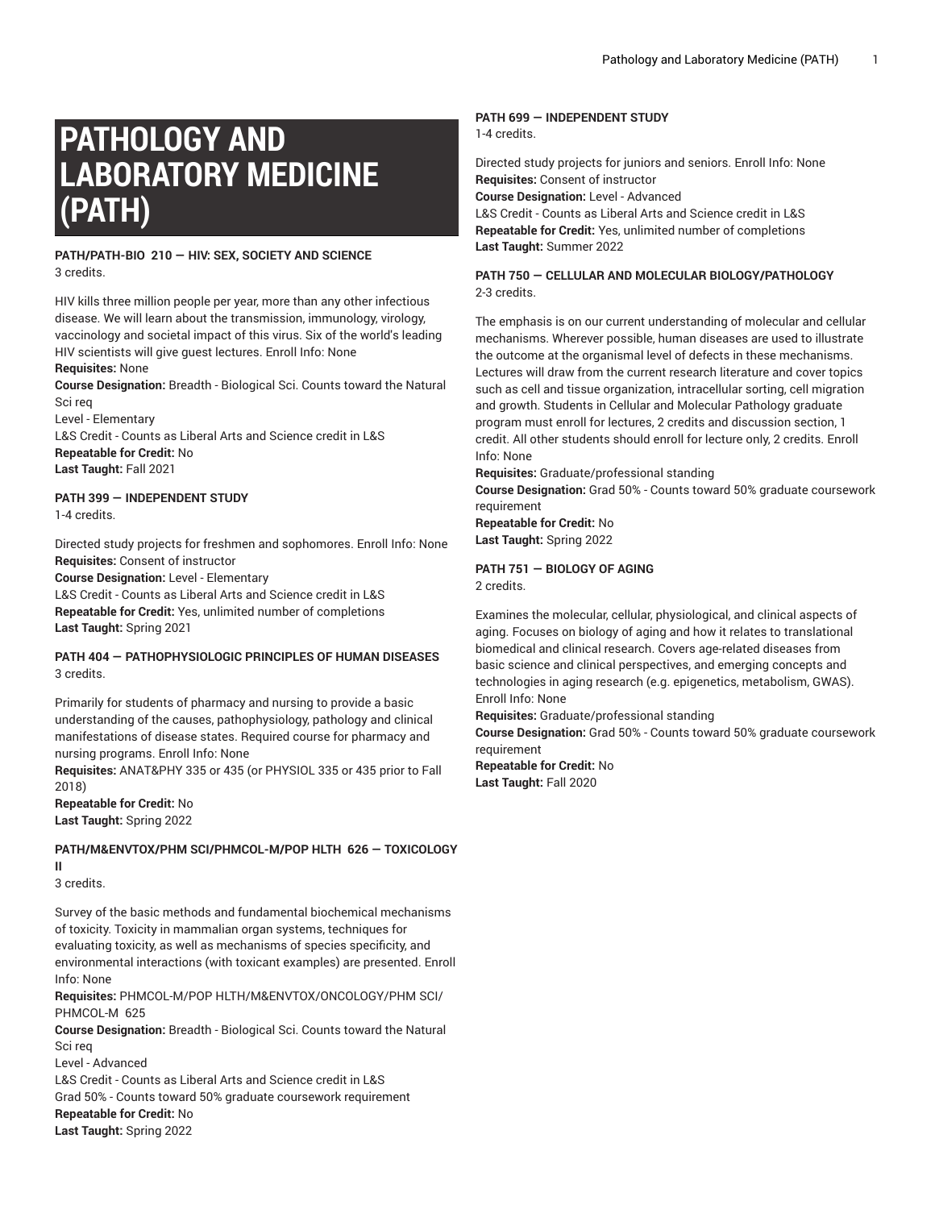# PATHOLOGY AND LABORATORY MEDICINE (PATH)

**PATH/PATH-BIO 210 — HIV: SEX, SOCIETY AND SCIENCE**
3 credits.

HIV kills three million people per year, more than any other infectious disease. We will learn about the transmission, immunology, virology, vaccinology and societal impact of this virus. Six of the world's leading HIV scientists will give guest lectures. Enroll Info: None
**Requisites:** None
**Course Designation:** Breadth - Biological Sci. Counts toward the Natural Sci req
Level - Elementary
L&S Credit - Counts as Liberal Arts and Science credit in L&S
**Repeatable for Credit:** No
**Last Taught:** Fall 2021

**PATH 399 — INDEPENDENT STUDY**
1-4 credits.

Directed study projects for freshmen and sophomores. Enroll Info: None
**Requisites:** Consent of instructor
**Course Designation:** Level - Elementary
L&S Credit - Counts as Liberal Arts and Science credit in L&S
**Repeatable for Credit:** Yes, unlimited number of completions
**Last Taught:** Spring 2021

**PATH 404 — PATHOPHYSIOLOGIC PRINCIPLES OF HUMAN DISEASES**
3 credits.

Primarily for students of pharmacy and nursing to provide a basic understanding of the causes, pathophysiology, pathology and clinical manifestations of disease states. Required course for pharmacy and nursing programs. Enroll Info: None
**Requisites:** ANAT&PHY 335 or 435 (or PHYSIOL 335 or 435 prior to Fall 2018)
**Repeatable for Credit:** No
**Last Taught:** Spring 2022

**PATH/M&ENVTOX/PHM SCI/PHMCOL-M/POP HLTH 626 — TOXICOLOGY II**
3 credits.

Survey of the basic methods and fundamental biochemical mechanisms of toxicity. Toxicity in mammalian organ systems, techniques for evaluating toxicity, as well as mechanisms of species specificity, and environmental interactions (with toxicant examples) are presented. Enroll Info: None
**Requisites:** PHMCOL-M/POP HLTH/M&ENVTOX/ONCOLOGY/PHM SCI/PHMCOL-M 625
**Course Designation:** Breadth - Biological Sci. Counts toward the Natural Sci req
Level - Advanced
L&S Credit - Counts as Liberal Arts and Science credit in L&S
Grad 50% - Counts toward 50% graduate coursework requirement
**Repeatable for Credit:** No
**Last Taught:** Spring 2022

**PATH 699 — INDEPENDENT STUDY**
1-4 credits.

Directed study projects for juniors and seniors. Enroll Info: None
**Requisites:** Consent of instructor
**Course Designation:** Level - Advanced
L&S Credit - Counts as Liberal Arts and Science credit in L&S
**Repeatable for Credit:** Yes, unlimited number of completions
**Last Taught:** Summer 2022

**PATH 750 — CELLULAR AND MOLECULAR BIOLOGY/PATHOLOGY**
2-3 credits.

The emphasis is on our current understanding of molecular and cellular mechanisms. Wherever possible, human diseases are used to illustrate the outcome at the organismal level of defects in these mechanisms. Lectures will draw from the current research literature and cover topics such as cell and tissue organization, intracellular sorting, cell migration and growth. Students in Cellular and Molecular Pathology graduate program must enroll for lectures, 2 credits and discussion section, 1 credit. All other students should enroll for lecture only, 2 credits. Enroll Info: None
**Requisites:** Graduate/professional standing
**Course Designation:** Grad 50% - Counts toward 50% graduate coursework requirement
**Repeatable for Credit:** No
**Last Taught:** Spring 2022

**PATH 751 — BIOLOGY OF AGING**
2 credits.

Examines the molecular, cellular, physiological, and clinical aspects of aging. Focuses on biology of aging and how it relates to translational biomedical and clinical research. Covers age-related diseases from basic science and clinical perspectives, and emerging concepts and technologies in aging research (e.g. epigenetics, metabolism, GWAS). Enroll Info: None
**Requisites:** Graduate/professional standing
**Course Designation:** Grad 50% - Counts toward 50% graduate coursework requirement
**Repeatable for Credit:** No
**Last Taught:** Fall 2020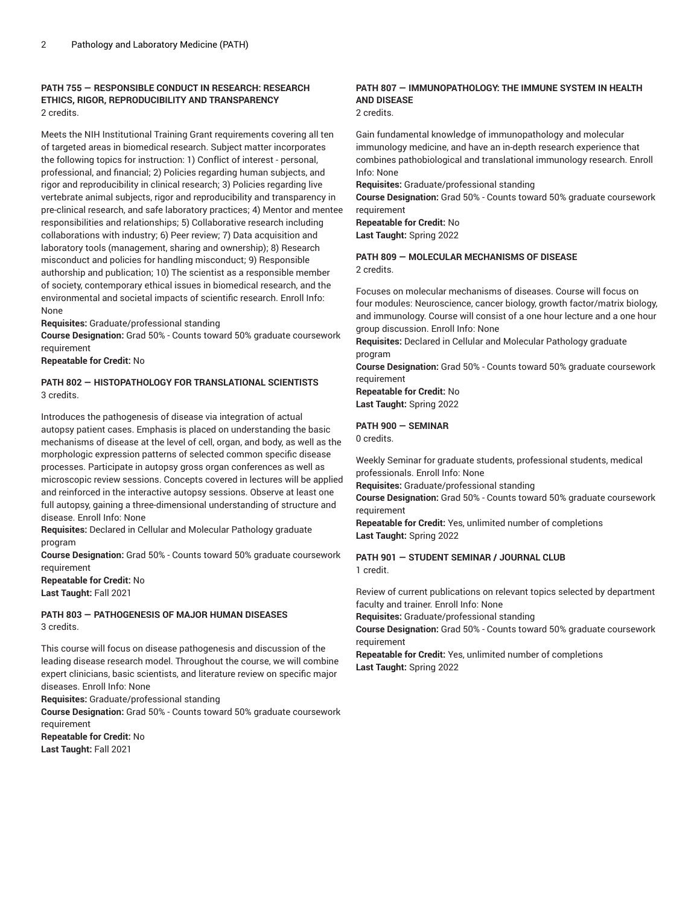#### PATH 755 — RESPONSIBLE CONDUCT IN RESEARCH: RESEARCH ETHICS, RIGOR, REPRODUCIBILITY AND TRANSPARENCY

2 credits.

Meets the NIH Institutional Training Grant requirements covering all ten of targeted areas in biomedical research. Subject matter incorporates the following topics for instruction: 1) Conflict of interest - personal, professional, and financial; 2) Policies regarding human subjects, and rigor and reproducibility in clinical research; 3) Policies regarding live vertebrate animal subjects, rigor and reproducibility and transparency in pre-clinical research, and safe laboratory practices; 4) Mentor and mentee responsibilities and relationships; 5) Collaborative research including collaborations with industry; 6) Peer review; 7) Data acquisition and laboratory tools (management, sharing and ownership); 8) Research misconduct and policies for handling misconduct; 9) Responsible authorship and publication; 10) The scientist as a responsible member of society, contemporary ethical issues in biomedical research, and the environmental and societal impacts of scientific research. Enroll Info: None

**Requisites:** Graduate/professional standing
**Course Designation:** Grad 50% - Counts toward 50% graduate coursework requirement
**Repeatable for Credit:** No

#### PATH 802 — HISTOPATHOLOGY FOR TRANSLATIONAL SCIENTISTS

3 credits.

Introduces the pathogenesis of disease via integration of actual autopsy patient cases. Emphasis is placed on understanding the basic mechanisms of disease at the level of cell, organ, and body, as well as the morphologic expression patterns of selected common specific disease processes. Participate in autopsy gross organ conferences as well as microscopic review sessions. Concepts covered in lectures will be applied and reinforced in the interactive autopsy sessions. Observe at least one full autopsy, gaining a three-dimensional understanding of structure and disease. Enroll Info: None

**Requisites:** Declared in Cellular and Molecular Pathology graduate program
**Course Designation:** Grad 50% - Counts toward 50% graduate coursework requirement
**Repeatable for Credit:** No
**Last Taught:** Fall 2021

#### PATH 803 — PATHOGENESIS OF MAJOR HUMAN DISEASES

3 credits.

This course will focus on disease pathogenesis and discussion of the leading disease research model. Throughout the course, we will combine expert clinicians, basic scientists, and literature review on specific major diseases. Enroll Info: None

**Requisites:** Graduate/professional standing
**Course Designation:** Grad 50% - Counts toward 50% graduate coursework requirement
**Repeatable for Credit:** No
**Last Taught:** Fall 2021

#### PATH 807 — IMMUNOPATHOLOGY: THE IMMUNE SYSTEM IN HEALTH AND DISEASE

2 credits.

Gain fundamental knowledge of immunopathology and molecular immunology medicine, and have an in-depth research experience that combines pathobiological and translational immunology research. Enroll Info: None

**Requisites:** Graduate/professional standing
**Course Designation:** Grad 50% - Counts toward 50% graduate coursework requirement
**Repeatable for Credit:** No
**Last Taught:** Spring 2022

#### PATH 809 — MOLECULAR MECHANISMS OF DISEASE

2 credits.

Focuses on molecular mechanisms of diseases. Course will focus on four modules: Neuroscience, cancer biology, growth factor/matrix biology, and immunology. Course will consist of a one hour lecture and a one hour group discussion. Enroll Info: None

**Requisites:** Declared in Cellular and Molecular Pathology graduate program
**Course Designation:** Grad 50% - Counts toward 50% graduate coursework requirement
**Repeatable for Credit:** No
**Last Taught:** Spring 2022

#### PATH 900 — SEMINAR

0 credits.

Weekly Seminar for graduate students, professional students, medical professionals. Enroll Info: None

**Requisites:** Graduate/professional standing
**Course Designation:** Grad 50% - Counts toward 50% graduate coursework requirement
**Repeatable for Credit:** Yes, unlimited number of completions
**Last Taught:** Spring 2022

#### PATH 901 — STUDENT SEMINAR / JOURNAL CLUB

1 credit.

Review of current publications on relevant topics selected by department faculty and trainer. Enroll Info: None

**Requisites:** Graduate/professional standing
**Course Designation:** Grad 50% - Counts toward 50% graduate coursework requirement
**Repeatable for Credit:** Yes, unlimited number of completions
**Last Taught:** Spring 2022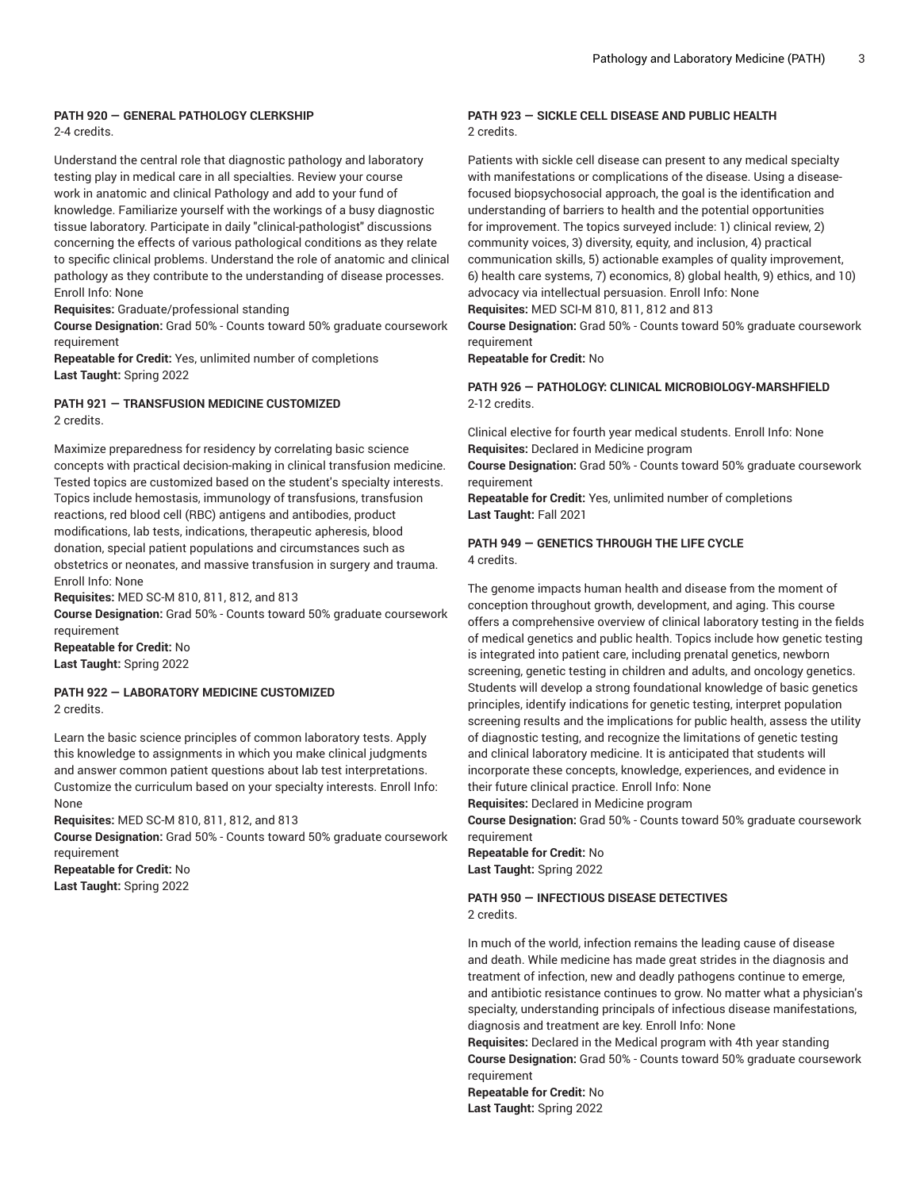#### PATH 920 — GENERAL PATHOLOGY CLERKSHIP

2-4 credits.

Understand the central role that diagnostic pathology and laboratory testing play in medical care in all specialties. Review your course work in anatomic and clinical Pathology and add to your fund of knowledge. Familiarize yourself with the workings of a busy diagnostic tissue laboratory. Participate in daily "clinical-pathologist" discussions concerning the effects of various pathological conditions as they relate to specific clinical problems. Understand the role of anatomic and clinical pathology as they contribute to the understanding of disease processes. Enroll Info: None

**Requisites:** Graduate/professional standing

**Course Designation:** Grad 50% - Counts toward 50% graduate coursework requirement

**Repeatable for Credit:** Yes, unlimited number of completions

**Last Taught:** Spring 2022

#### PATH 921 — TRANSFUSION MEDICINE CUSTOMIZED

2 credits.

Maximize preparedness for residency by correlating basic science concepts with practical decision-making in clinical transfusion medicine. Tested topics are customized based on the student's specialty interests. Topics include hemostasis, immunology of transfusions, transfusion reactions, red blood cell (RBC) antigens and antibodies, product modifications, lab tests, indications, therapeutic apheresis, blood donation, special patient populations and circumstances such as obstetrics or neonates, and massive transfusion in surgery and trauma. Enroll Info: None

**Requisites:** MED SC-M 810, 811, 812, and 813

**Course Designation:** Grad 50% - Counts toward 50% graduate coursework requirement

**Repeatable for Credit:** No

**Last Taught:** Spring 2022

#### PATH 922 — LABORATORY MEDICINE CUSTOMIZED

2 credits.

Learn the basic science principles of common laboratory tests. Apply this knowledge to assignments in which you make clinical judgments and answer common patient questions about lab test interpretations. Customize the curriculum based on your specialty interests. Enroll Info: None

**Requisites:** MED SC-M 810, 811, 812, and 813

**Course Designation:** Grad 50% - Counts toward 50% graduate coursework requirement

**Repeatable for Credit:** No

**Last Taught:** Spring 2022

#### PATH 923 — SICKLE CELL DISEASE AND PUBLIC HEALTH

2 credits.

Patients with sickle cell disease can present to any medical specialty with manifestations or complications of the disease. Using a disease-focused biopsychosocial approach, the goal is the identification and understanding of barriers to health and the potential opportunities for improvement. The topics surveyed include: 1) clinical review, 2) community voices, 3) diversity, equity, and inclusion, 4) practical communication skills, 5) actionable examples of quality improvement, 6) health care systems, 7) economics, 8) global health, 9) ethics, and 10) advocacy via intellectual persuasion. Enroll Info: None

**Requisites:** MED SCI-M 810, 811, 812 and 813

**Course Designation:** Grad 50% - Counts toward 50% graduate coursework requirement

**Repeatable for Credit:** No

#### PATH 926 — PATHOLOGY: CLINICAL MICROBIOLOGY-MARSHFIELD

2-12 credits.

Clinical elective for fourth year medical students. Enroll Info: None

**Requisites:** Declared in Medicine program

**Course Designation:** Grad 50% - Counts toward 50% graduate coursework requirement

**Repeatable for Credit:** Yes, unlimited number of completions

**Last Taught:** Fall 2021

#### PATH 949 — GENETICS THROUGH THE LIFE CYCLE

4 credits.

The genome impacts human health and disease from the moment of conception throughout growth, development, and aging. This course offers a comprehensive overview of clinical laboratory testing in the fields of medical genetics and public health. Topics include how genetic testing is integrated into patient care, including prenatal genetics, newborn screening, genetic testing in children and adults, and oncology genetics. Students will develop a strong foundational knowledge of basic genetics principles, identify indications for genetic testing, interpret population screening results and the implications for public health, assess the utility of diagnostic testing, and recognize the limitations of genetic testing and clinical laboratory medicine. It is anticipated that students will incorporate these concepts, knowledge, experiences, and evidence in their future clinical practice. Enroll Info: None

**Requisites:** Declared in Medicine program

**Course Designation:** Grad 50% - Counts toward 50% graduate coursework requirement

**Repeatable for Credit:** No

**Last Taught:** Spring 2022

#### PATH 950 — INFECTIOUS DISEASE DETECTIVES

2 credits.

In much of the world, infection remains the leading cause of disease and death. While medicine has made great strides in the diagnosis and treatment of infection, new and deadly pathogens continue to emerge, and antibiotic resistance continues to grow. No matter what a physician's specialty, understanding principals of infectious disease manifestations, diagnosis and treatment are key. Enroll Info: None

**Requisites:** Declared in the Medical program with 4th year standing

**Course Designation:** Grad 50% - Counts toward 50% graduate coursework requirement

**Repeatable for Credit:** No

**Last Taught:** Spring 2022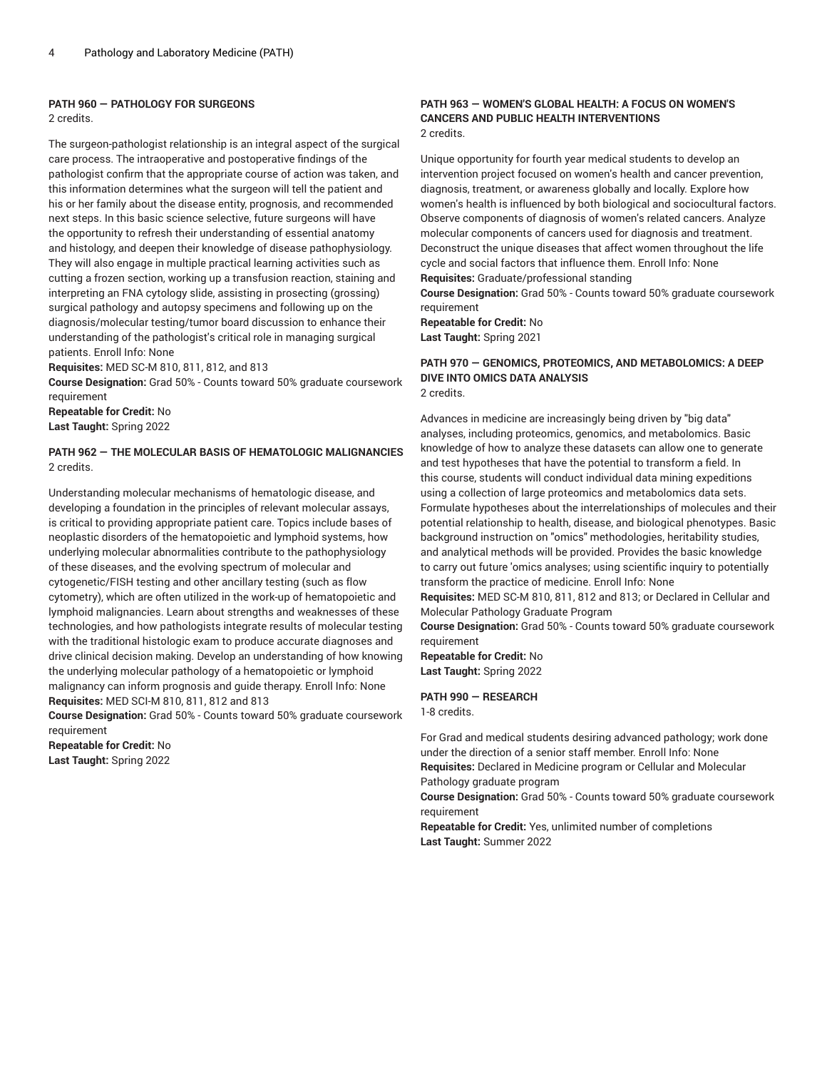**PATH 960 — PATHOLOGY FOR SURGEONS**
2 credits.

The surgeon-pathologist relationship is an integral aspect of the surgical care process. The intraoperative and postoperative findings of the pathologist confirm that the appropriate course of action was taken, and this information determines what the surgeon will tell the patient and his or her family about the disease entity, prognosis, and recommended next steps. In this basic science selective, future surgeons will have the opportunity to refresh their understanding of essential anatomy and histology, and deepen their knowledge of disease pathophysiology. They will also engage in multiple practical learning activities such as cutting a frozen section, working up a transfusion reaction, staining and interpreting an FNA cytology slide, assisting in prosecting (grossing) surgical pathology and autopsy specimens and following up on the diagnosis/molecular testing/tumor board discussion to enhance their understanding of the pathologist's critical role in managing surgical patients. Enroll Info: None
**Requisites:** MED SC-M 810, 811, 812, and 813
**Course Designation:** Grad 50% - Counts toward 50% graduate coursework requirement
**Repeatable for Credit:** No
**Last Taught:** Spring 2022

**PATH 962 — THE MOLECULAR BASIS OF HEMATOLOGIC MALIGNANCIES**
2 credits.

Understanding molecular mechanisms of hematologic disease, and developing a foundation in the principles of relevant molecular assays, is critical to providing appropriate patient care. Topics include bases of neoplastic disorders of the hematopoietic and lymphoid systems, how underlying molecular abnormalities contribute to the pathophysiology of these diseases, and the evolving spectrum of molecular and cytogenetic/FISH testing and other ancillary testing (such as flow cytometry), which are often utilized in the work-up of hematopoietic and lymphoid malignancies. Learn about strengths and weaknesses of these technologies, and how pathologists integrate results of molecular testing with the traditional histologic exam to produce accurate diagnoses and drive clinical decision making. Develop an understanding of how knowing the underlying molecular pathology of a hematopoietic or lymphoid malignancy can inform prognosis and guide therapy. Enroll Info: None
**Requisites:** MED SCI-M 810, 811, 812 and 813
**Course Designation:** Grad 50% - Counts toward 50% graduate coursework requirement
**Repeatable for Credit:** No
**Last Taught:** Spring 2022

**PATH 963 — WOMEN'S GLOBAL HEALTH: A FOCUS ON WOMEN'S CANCERS AND PUBLIC HEALTH INTERVENTIONS**
2 credits.

Unique opportunity for fourth year medical students to develop an intervention project focused on women's health and cancer prevention, diagnosis, treatment, or awareness globally and locally. Explore how women's health is influenced by both biological and sociocultural factors. Observe components of diagnosis of women's related cancers. Analyze molecular components of cancers used for diagnosis and treatment. Deconstruct the unique diseases that affect women throughout the life cycle and social factors that influence them. Enroll Info: None
**Requisites:** Graduate/professional standing
**Course Designation:** Grad 50% - Counts toward 50% graduate coursework requirement
**Repeatable for Credit:** No
**Last Taught:** Spring 2021

**PATH 970 — GENOMICS, PROTEOMICS, AND METABOLOMICS: A DEEP DIVE INTO OMICS DATA ANALYSIS**
2 credits.

Advances in medicine are increasingly being driven by "big data" analyses, including proteomics, genomics, and metabolomics. Basic knowledge of how to analyze these datasets can allow one to generate and test hypotheses that have the potential to transform a field. In this course, students will conduct individual data mining expeditions using a collection of large proteomics and metabolomics data sets. Formulate hypotheses about the interrelationships of molecules and their potential relationship to health, disease, and biological phenotypes. Basic background instruction on "omics" methodologies, heritability studies, and analytical methods will be provided. Provides the basic knowledge to carry out future 'omics analyses; using scientific inquiry to potentially transform the practice of medicine. Enroll Info: None
**Requisites:** MED SC-M 810, 811, 812 and 813; or Declared in Cellular and Molecular Pathology Graduate Program
**Course Designation:** Grad 50% - Counts toward 50% graduate coursework requirement
**Repeatable for Credit:** No
**Last Taught:** Spring 2022

**PATH 990 — RESEARCH**
1-8 credits.

For Grad and medical students desiring advanced pathology; work done under the direction of a senior staff member. Enroll Info: None
**Requisites:** Declared in Medicine program or Cellular and Molecular Pathology graduate program
**Course Designation:** Grad 50% - Counts toward 50% graduate coursework requirement
**Repeatable for Credit:** Yes, unlimited number of completions
**Last Taught:** Summer 2022